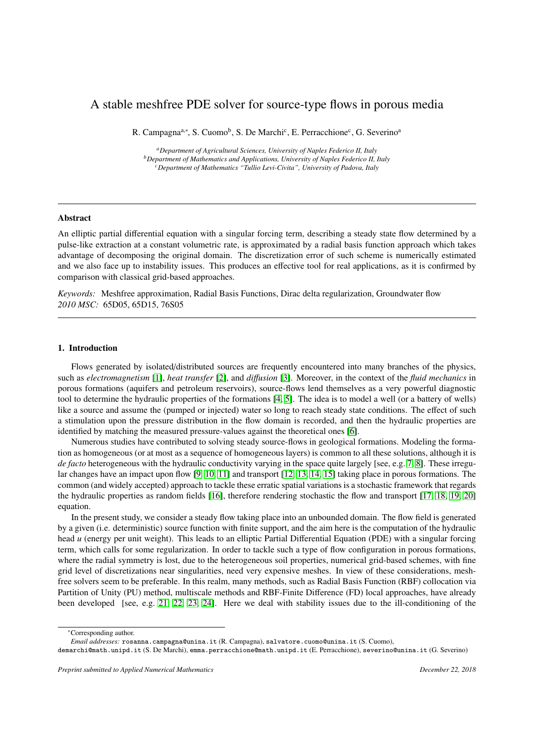# A stable meshfree PDE solver for source-type flows in porous media

R. Campagna[a,*], S. Cuomo[b], S. De Marchi[c], E. Perracchione[c], G. Severino[a]

[a] *Department of Agricultural Sciences, University of Naples Federico II, Italy*
[b] *Department of Mathematics and Applications, University of Naples Federico II, Italy*
[c] *Department of Mathematics "Tullio Levi-Civita", University of Padova, Italy*

---

### Abstract

An elliptic partial differential equation with a singular forcing term, describing a steady state flow determined by a pulse-like extraction at a constant volumetric rate, is approximated by a radial basis function approach which takes advantage of decomposing the original domain. The discretization error of such scheme is numerically estimated and we also face up to instability issues. This produces an effective tool for real applications, as it is confirmed by comparison with classical grid-based approaches.

*Keywords:* Meshfree approximation, Radial Basis Functions, Dirac delta regularization, Groundwater flow
*2010 MSC:* 65D05, 65D15, 76S05

---

## 1. Introduction

Flows generated by isolated/distributed sources are frequently encountered into many branches of the physics, such as *electromagnetism* [1], *heat transfer* [2], and *diffusion* [3]. Moreover, in the context of the *fluid mechanics* in porous formations (aquifers and petroleum reservoirs), source-flows lend themselves as a very powerful diagnostic tool to determine the hydraulic properties of the formations [4, 5]. The idea is to model a well (or a battery of wells) like a source and assume the (pumped or injected) water so long to reach steady state conditions. The effect of such a stimulation upon the pressure distribution in the flow domain is recorded, and then the hydraulic properties are identified by matching the measured pressure-values against the theoretical ones [6].

Numerous studies have contributed to solving steady source-flows in geological formations. Modeling the formation as homogeneous (or at most as a sequence of homogeneous layers) is common to all these solutions, although it is *de facto* heterogeneous with the hydraulic conductivity varying in the space quite largely [see, e.g. 7, 8]. These irregular changes have an impact upon flow [9, 10, 11] and transport [12, 13, 14, 15] taking place in porous formations. The common (and widely accepted) approach to tackle these erratic spatial variations is a stochastic framework that regards the hydraulic properties as random fields [16], therefore rendering stochastic the flow and transport [17, 18, 19, 20] equation.

In the present study, we consider a steady flow taking place into an unbounded domain. The flow field is generated by a given (i.e. deterministic) source function with finite support, and the aim here is the computation of the hydraulic head $u$ (energy per unit weight). This leads to an elliptic Partial Differential Equation (PDE) with a singular forcing term, which calls for some regularization. In order to tackle such a type of flow configuration in porous formations, where the radial symmetry is lost, due to the heterogeneous soil properties, numerical grid-based schemes, with fine grid level of discretizations near singularities, need very expensive meshes. In view of these considerations, meshfree solvers seem to be preferable. In this realm, many methods, such as Radial Basis Function (RBF) collocation via Partition of Unity (PU) method, multiscale methods and RBF-Finite Difference (FD) local approaches, have already been developed [see, e.g. 21, 22, 23, 24]. Here we deal with stability issues due to the ill-conditioning of the

---

*Corresponding author.
*Email addresses:* rosanna.campagna@unina.it (R. Campagna), salvatore.cuomo@unina.it (S. Cuomo), demarchi@math.unipd.it (S. De Marchi), emma.perracchione@math.unipd.it (E. Perracchione), severino@unina.it (G. Severino)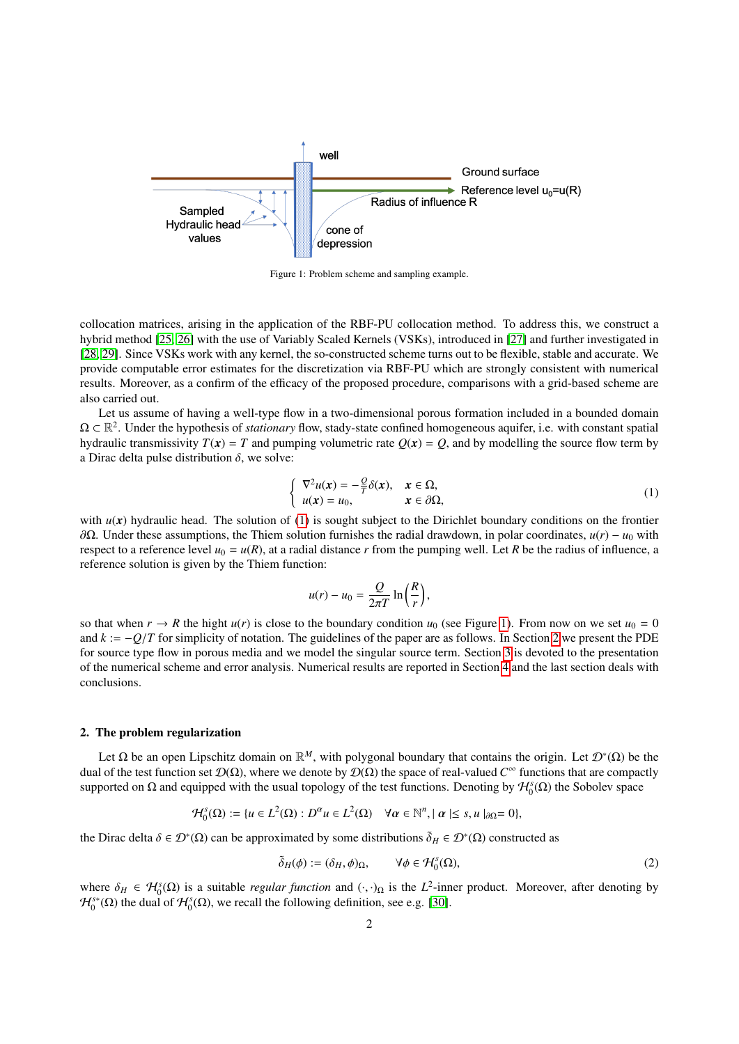Figure 1: Problem scheme and sampling example.

collocation matrices, arising in the application of the RBF-PU collocation method. To address this, we construct a hybrid method [25, 26] with the use of Variably Scaled Kernels (VSKs), introduced in [27] and further investigated in [28, 29]. Since VSKs work with any kernel, the so-constructed scheme turns out to be flexible, stable and accurate. We provide computable error estimates for the discretization via RBF-PU which are strongly consistent with numerical results. Moreover, as a confirm of the efficacy of the proposed procedure, comparisons with a grid-based scheme are also carried out.

Let us assume of having a well-type flow in a two-dimensional porous formation included in a bounded domain $\Omega \subset \mathbb{R}^2$. Under the hypothesis of *stationary* flow, stady-state confined homogeneous aquifer, i.e. with constant spatial hydraulic transmissivity $T(\boldsymbol{x}) = T$ and pumping volumetric rate $Q(\boldsymbol{x}) = Q$, and by modelling the source flow term by a Dirac delta pulse distribution $\delta$, we solve:

$$
\begin{cases} \nabla^2 u(\boldsymbol{x}) = -\frac{Q}{T}\delta(\boldsymbol{x}), & \boldsymbol{x} \in \Omega, \\ u(\boldsymbol{x}) = u_0, & \boldsymbol{x} \in \partial\Omega, \end{cases} \tag{1}
$$

with $u(\boldsymbol{x})$ hydraulic head. The solution of (1) is sought subject to the Dirichlet boundary conditions on the frontier $\partial\Omega$. Under these assumptions, the Thiem solution furnishes the radial drawdown, in polar coordinates, $u(r) - u_0$ with respect to a reference level $u_0 = u(R)$, at a radial distance $r$ from the pumping well. Let $R$ be the radius of influence, a reference solution is given by the Thiem function:

$$
u(r) - u_0 = \frac{Q}{2\pi T} \ln\left(\frac{R}{r}\right),
$$

so that when $r \to R$ the hight $u(r)$ is close to the boundary condition $u_0$ (see Figure 1). From now on we set $u_0 = 0$ and $k := -Q/T$ for simplicity of notation. The guidelines of the paper are as follows. In Section 2 we present the PDE for source type flow in porous media and we model the singular source term. Section 3 is devoted to the presentation of the numerical scheme and error analysis. Numerical results are reported in Section 4 and the last section deals with conclusions.

## 2. The problem regularization

Let $\Omega$ be an open Lipschitz domain on $\mathbb{R}^M$, with polygonal boundary that contains the origin. Let $\mathcal{D}^*(\Omega)$ be the dual of the test function set $\mathcal{D}(\Omega)$, where we denote by $\mathcal{D}(\Omega)$ the space of real-valued $C^\infty$ functions that are compactly supported on $\Omega$ and equipped with the usual topology of the test functions. Denoting by $\mathcal{H}_0^s(\Omega)$ the Sobolev space

$$
\mathcal{H}_0^s(\Omega) := \{u \in L^2(\Omega) : D^\alpha u \in L^2(\Omega) \quad \forall \boldsymbol{\alpha} \in \mathbb{N}^n, |\, \boldsymbol{\alpha} \,| \leq s, u\,|_{\partial\Omega} = 0\},
$$

the Dirac delta $\delta \in \mathcal{D}^*(\Omega)$ can be approximated by some distributions $\tilde{\delta}_H \in \mathcal{D}^*(\Omega)$ constructed as

$$
\tilde{\delta}_H(\phi) := (\delta_H, \phi)_\Omega, \qquad \forall \phi \in \mathcal{H}_0^s(\Omega), \tag{2}
$$

where $\delta_H \in \mathcal{H}_0^s(\Omega)$ is a suitable *regular function* and $(\cdot,\cdot)_\Omega$ is the $L^2$-inner product. Moreover, after denoting by $\mathcal{H}_0^{s*}(\Omega)$ the dual of $\mathcal{H}_0^s(\Omega)$, we recall the following definition, see e.g. [30].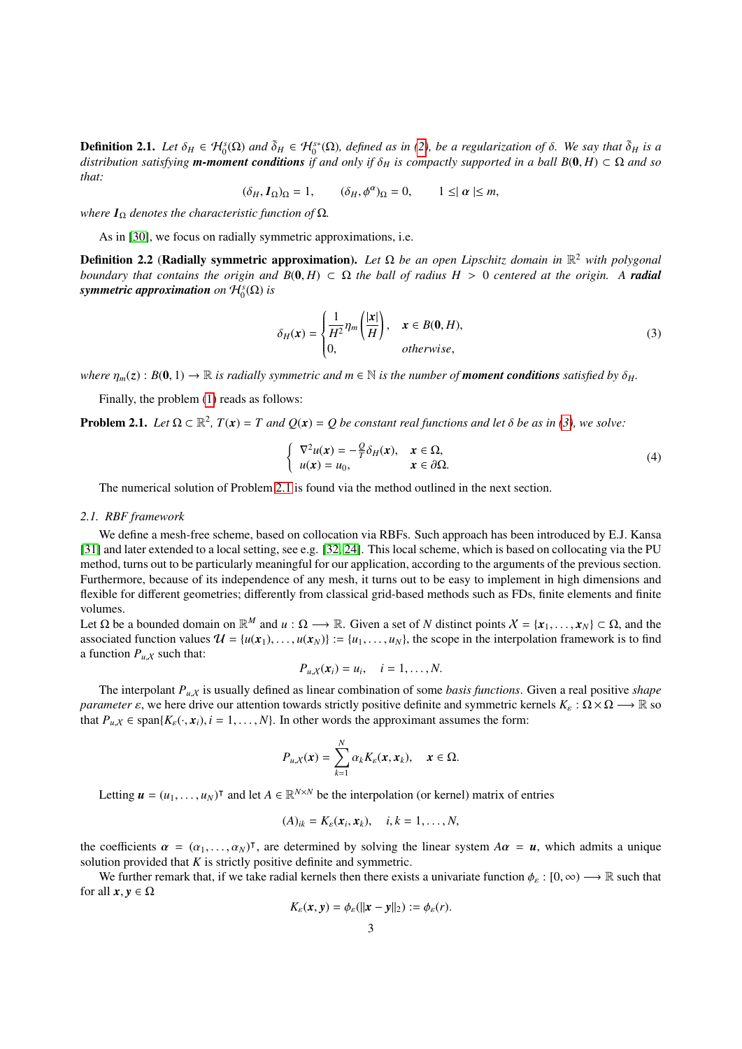**Definition 2.1.** *Let $\delta_H \in \mathcal{H}_0^s(\Omega)$ and $\tilde{\delta}_H \in \mathcal{H}_0^{s*}(\Omega)$, defined as in (2), be a regularization of $\delta$. We say that $\tilde{\delta}_H$ is a distribution satisfying **m-moment conditions** if and only if $\delta_H$ is compactly supported in a ball $B(\mathbf{0}, H) \subset \Omega$ and so that:*

$$(\delta_H, \boldsymbol{I}_\Omega)_\Omega = 1, \qquad (\delta_H, \phi^{\boldsymbol{\alpha}})_\Omega = 0, \qquad 1 \leq \mid \boldsymbol{\alpha} \mid \leq m,$$

*where $\boldsymbol{I}_\Omega$ denotes the characteristic function of $\Omega$.*

As in [30], we focus on radially symmetric approximations, i.e.

**Definition 2.2** (**Radially symmetric approximation**). *Let $\Omega$ be an open Lipschitz domain in $\mathbb{R}^2$ with polygonal boundary that contains the origin and $B(\mathbf{0}, H) \subset \Omega$ the ball of radius $H > 0$ centered at the origin. A **radial symmetric approximation** on $\mathcal{H}_0^s(\Omega)$ is*

$$\delta_H(\boldsymbol{x}) = \begin{cases} \dfrac{1}{H^2}\eta_m\left(\dfrac{|\boldsymbol{x}|}{H}\right), & \boldsymbol{x} \in B(\mathbf{0}, H), \\ 0, & \textit{otherwise}, \end{cases} \tag{3}$$

*where $\eta_m(z) : B(\mathbf{0}, 1) \rightarrow \mathbb{R}$ is radially symmetric and $m \in \mathbb{N}$ is the number of **moment conditions** satisfied by $\delta_H$.*

Finally, the problem (1) reads as follows:

**Problem 2.1.** *Let $\Omega \subset \mathbb{R}^2$, $T(\boldsymbol{x}) = T$ and $Q(\boldsymbol{x}) = Q$ be constant real functions and let $\delta$ be as in (3), we solve:*

$$\begin{cases} \nabla^2 u(\boldsymbol{x}) = -\frac{Q}{T}\delta_H(\boldsymbol{x}), & \boldsymbol{x} \in \Omega, \\ u(\boldsymbol{x}) = u_0, & \boldsymbol{x} \in \partial\Omega. \end{cases} \tag{4}$$

The numerical solution of Problem 2.1 is found via the method outlined in the next section.

### 2.1. RBF framework

We define a mesh-free scheme, based on collocation via RBFs. Such approach has been introduced by E.J. Kansa [31] and later extended to a local setting, see e.g. [32, 24]. This local scheme, which is based on collocating via the PU method, turns out to be particularly meaningful for our application, according to the arguments of the previous section. Furthermore, because of its independence of any mesh, it turns out to be easy to implement in high dimensions and flexible for different geometries; differently from classical grid-based methods such as FDs, finite elements and finite volumes.

Let $\Omega$ be a bounded domain on $\mathbb{R}^M$ and $u : \Omega \longrightarrow \mathbb{R}$. Given a set of $N$ distinct points $\mathcal{X} = \{\boldsymbol{x}_1, \ldots, \boldsymbol{x}_N\} \subset \Omega$, and the associated function values $\mathcal{U} = \{u(\boldsymbol{x}_1), \ldots, u(\boldsymbol{x}_N)\} := \{u_1, \ldots, u_N\}$, the scope in the interpolation framework is to find a function $P_{u,\mathcal{X}}$ such that:

$$P_{u,\mathcal{X}}(\boldsymbol{x}_i) = u_i, \quad i = 1, \ldots, N.$$

The interpolant $P_{u,\mathcal{X}}$ is usually defined as linear combination of some *basis functions*. Given a real positive *shape parameter* $\varepsilon$, we here drive our attention towards strictly positive definite and symmetric kernels $K_\varepsilon : \Omega \times \Omega \longrightarrow \mathbb{R}$ so that $P_{u,\mathcal{X}} \in \text{span}\{K_\varepsilon(\cdot, \boldsymbol{x}_i), i = 1, \ldots, N\}$. In other words the approximant assumes the form:

$$P_{u,\mathcal{X}}(\boldsymbol{x}) = \sum_{k=1}^{N} \alpha_k K_\varepsilon(\boldsymbol{x}, \boldsymbol{x}_k), \quad \boldsymbol{x} \in \Omega.$$

Letting $\boldsymbol{u} = (u_1, \ldots, u_N)^\intercal$ and let $A \in \mathbb{R}^{N \times N}$ be the interpolation (or kernel) matrix of entries

$$(A)_{ik} = K_\varepsilon(\boldsymbol{x}_i, \boldsymbol{x}_k), \quad i, k = 1, \ldots, N,$$

the coefficients $\boldsymbol{\alpha} = (\alpha_1, \ldots, \alpha_N)^\intercal$, are determined by solving the linear system $A\boldsymbol{\alpha} = \boldsymbol{u}$, which admits a unique solution provided that $K$ is strictly positive definite and symmetric.

We further remark that, if we take radial kernels then there exists a univariate function $\phi_\varepsilon : [0, \infty) \longrightarrow \mathbb{R}$ such that for all $\boldsymbol{x}, \boldsymbol{y} \in \Omega$

$$K_\varepsilon(\boldsymbol{x}, \boldsymbol{y}) = \phi_\varepsilon(||\boldsymbol{x} - \boldsymbol{y}||_2) := \phi_\varepsilon(r).$$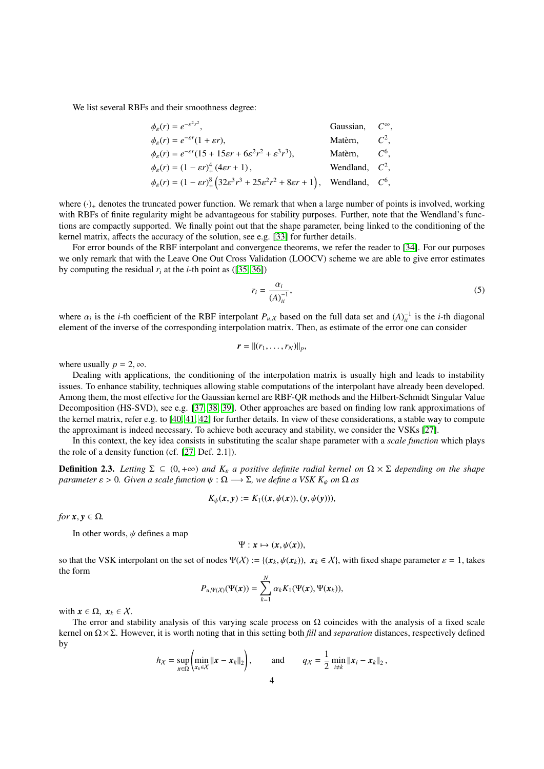We list several RBFs and their smoothness degree:

$$
\begin{aligned}
&\phi_\varepsilon(r) = e^{-\varepsilon^2 r^2}, && \text{Gaussian}, \quad C^\infty,\\
&\phi_\varepsilon(r) = e^{-\varepsilon r}(1+\varepsilon r), && \text{Matèrn}, \quad C^2,\\
&\phi_\varepsilon(r) = e^{-\varepsilon r}(15+15\varepsilon r + 6\varepsilon^2 r^2 + \varepsilon^3 r^3), && \text{Matèrn}, \quad C^6,\\
&\phi_\varepsilon(r) = (1-\varepsilon r)_+^4 \left(4\varepsilon r + 1\right), && \text{Wendland}, \quad C^2,\\
&\phi_\varepsilon(r) = (1-\varepsilon r)_+^8 \left(32\varepsilon^3 r^3 + 25\varepsilon^2 r^2 + 8\varepsilon r + 1\right), && \text{Wendland}, \quad C^6,
\end{aligned}
$$

where $(\cdot)_+$ denotes the truncated power function. We remark that when a large number of points is involved, working with RBFs of finite regularity might be advantageous for stability purposes. Further, note that the Wendland's functions are compactly supported. We finally point out that the shape parameter, being linked to the conditioning of the kernel matrix, affects the accuracy of the solution, see e.g. [33] for further details.

For error bounds of the RBF interpolant and convergence theorems, we refer the reader to [34]. For our purposes we only remark that with the Leave One Out Cross Validation (LOOCV) scheme we are able to give error estimates by computing the residual $r_i$ at the $i$-th point as ([35, 36])

$$
r_i = \frac{\alpha_i}{(A)^{-1}_{ii}}, \tag{5}
$$

where $\alpha_i$ is the $i$-th coefficient of the RBF interpolant $P_{u,\mathcal{X}}$ based on the full data set and $(A)^{-1}_{ii}$ is the $i$-th diagonal element of the inverse of the corresponding interpolation matrix. Then, as estimate of the error one can consider

$$
\boldsymbol{r} = \|(r_1, \ldots, r_N)\|_p,
$$

where usually $p = 2, \infty$.

Dealing with applications, the conditioning of the interpolation matrix is usually high and leads to instability issues. To enhance stability, techniques allowing stable computations of the interpolant have already been developed. Among them, the most effective for the Gaussian kernel are RBF-QR methods and the Hilbert-Schmidt Singular Value Decomposition (HS-SVD), see e.g. [37, 38, 39]. Other approaches are based on finding low rank approximations of the kernel matrix, refer e.g. to [40, 41, 42] for further details. In view of these considerations, a stable way to compute the approximant is indeed necessary. To achieve both accuracy and stability, we consider the VSKs [27].

In this context, the key idea consists in substituting the scalar shape parameter with a *scale function* which plays the role of a density function (cf. [27, Def. 2.1]).

**Definition 2.3.** *Letting $\Sigma \subseteq (0, +\infty)$ and $K_\varepsilon$ a positive definite radial kernel on $\Omega \times \Sigma$ depending on the shape parameter $\varepsilon > 0$. Given a scale function $\psi : \Omega \longrightarrow \Sigma$, we define a VSK $K_\psi$ on $\Omega$ as*

$$
K_\psi(\boldsymbol{x}, \boldsymbol{y}) := K_1((\boldsymbol{x}, \psi(\boldsymbol{x})), (\boldsymbol{y}, \psi(\boldsymbol{y}))),
$$

*for $\boldsymbol{x}, \boldsymbol{y} \in \Omega$.*

In other words, $\psi$ defines a map

$$
\Psi : \boldsymbol{x} \mapsto (\boldsymbol{x}, \psi(\boldsymbol{x})),
$$

so that the VSK interpolant on the set of nodes $\Psi(\mathcal{X}) := \{(\boldsymbol{x}_k, \psi(\boldsymbol{x}_k)),\ \boldsymbol{x}_k \in \mathcal{X}\}$, with fixed shape parameter $\varepsilon = 1$, takes the form

$$
P_{u,\Psi(\mathcal{X})}(\Psi(\boldsymbol{x})) = \sum_{k=1}^{N} \alpha_k K_1(\Psi(\boldsymbol{x}), \Psi(\boldsymbol{x}_k)),
$$

with $\boldsymbol{x} \in \Omega,\ \boldsymbol{x}_k \in \mathcal{X}$.

The error and stability analysis of this varying scale process on $\Omega$ coincides with the analysis of a fixed scale kernel on $\Omega \times \Sigma$. However, it is worth noting that in this setting both *fill* and *separation* distances, respectively defined by

$$
h_{\mathcal{X}} = \sup_{\boldsymbol{x} \in \Omega} \left( \min_{\boldsymbol{x}_k \in \mathcal{X}} \|\boldsymbol{x} - \boldsymbol{x}_k\|_2 \right), \qquad \text{and} \qquad q_{\mathcal{X}} = \frac{1}{2} \min_{i \neq k} \|\boldsymbol{x}_i - \boldsymbol{x}_k\|_2,
$$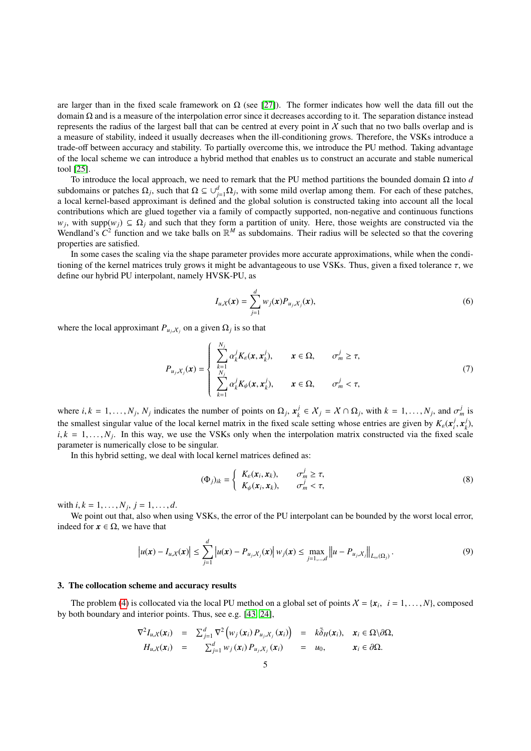are larger than in the fixed scale framework on $\Omega$ (see [27]). The former indicates how well the data fill out the domain $\Omega$ and is a measure of the interpolation error since it decreases according to it. The separation distance instead represents the radius of the largest ball that can be centred at every point in $\mathcal{X}$ such that no two balls overlap and is a measure of stability, indeed it usually decreases when the ill-conditioning grows. Therefore, the VSKs introduce a trade-off between accuracy and stability. To partially overcome this, we introduce the PU method. Taking advantage of the local scheme we can introduce a hybrid method that enables us to construct an accurate and stable numerical tool [25].

To introduce the local approach, we need to remark that the PU method partitions the bounded domain $\Omega$ into $d$ subdomains or patches $\Omega_j$, such that $\Omega \subseteq \cup_{j=1}^{d} \Omega_j$, with some mild overlap among them. For each of these patches, a local kernel-based approximant is defined and the global solution is constructed taking into account all the local contributions which are glued together via a family of compactly supported, non-negative and continuous functions $w_j$, with $\text{supp}(w_j) \subseteq \Omega_j$ and such that they form a partition of unity. Here, those weights are constructed via the Wendland's $C^2$ function and we take balls on $\mathbb{R}^M$ as subdomains. Their radius will be selected so that the covering properties are satisfied.

In some cases the scaling via the shape parameter provides more accurate approximations, while when the conditioning of the kernel matrices truly grows it might be advantageous to use VSKs. Thus, given a fixed tolerance $\tau$, we define our hybrid PU interpolant, namely HVSK-PU, as

$$I_{u,\mathcal{X}}(\boldsymbol{x}) = \sum_{j=1}^{d} w_j(\boldsymbol{x}) P_{u_j,\mathcal{X}_j}(\boldsymbol{x}), \tag{6}$$

where the local approximant $P_{u_j,\mathcal{X}_j}$ on a given $\Omega_j$ is so that

$$P_{u_j,\mathcal{X}_j}(\boldsymbol{x}) = \begin{cases} \displaystyle\sum_{k=1}^{N_j} \alpha_k^j K_\varepsilon(\boldsymbol{x}, \boldsymbol{x}_k^j), & \boldsymbol{x} \in \Omega, \quad \sigma_m^j \geq \tau, \\ \displaystyle\sum_{k=1}^{N_j} \alpha_k^j K_\psi(\boldsymbol{x}, \boldsymbol{x}_k^j), & \boldsymbol{x} \in \Omega, \quad \sigma_m^j < \tau, \end{cases} \tag{7}$$

where $i, k = 1, \ldots, N_j$, $N_j$ indicates the number of points on $\Omega_j$, $\boldsymbol{x}_k^j \in \mathcal{X}_j = \mathcal{X} \cap \Omega_j$, with $k = 1, \ldots, N_j$, and $\sigma_m^j$ is the smallest singular value of the local kernel matrix in the fixed scale setting whose entries are given by $K_\varepsilon(\boldsymbol{x}_i^j, \boldsymbol{x}_k^j)$, $i, k = 1, \ldots, N_j$. In this way, we use the VSKs only when the interpolation matrix constructed via the fixed scale parameter is numerically close to be singular.

In this hybrid setting, we deal with local kernel matrices defined as:

$$(\Phi_j)_{ik} = \begin{cases} K_\varepsilon(\boldsymbol{x}_i, \boldsymbol{x}_k), & \sigma_m^j \geq \tau, \\ K_\psi(\boldsymbol{x}_i, \boldsymbol{x}_k), & \sigma_m^j < \tau, \end{cases} \tag{8}$$

with $i, k = 1, \ldots, N_j$, $j = 1, \ldots, d$.

We point out that, also when using VSKs, the error of the PU interpolant can be bounded by the worst local error, indeed for $\boldsymbol{x} \in \Omega$, we have that

$$\left| u(\boldsymbol{x}) - I_{u,\mathcal{X}}(\boldsymbol{x}) \right| \leq \sum_{j=1}^{d} \left| u(\boldsymbol{x}) - P_{u_j,\mathcal{X}_j}(\boldsymbol{x}) \right| w_j(\boldsymbol{x}) \leq \max_{j=1,\ldots,d} \left\| u - P_{u_j,\mathcal{X}_j} \right\|_{L_\infty(\Omega_j)}. \tag{9}$$

### 3. The collocation scheme and accuracy results

The problem (4) is collocated via the local PU method on a global set of points $\mathcal{X} = \{\boldsymbol{x}_i, \ i = 1, \ldots, N\}$, composed by both boundary and interior points. Thus, see e.g. [43, 24],

$$\begin{aligned} \nabla^2 I_{u,\mathcal{X}}(\boldsymbol{x}_i) &= \sum_{j=1}^{d} \nabla^2 \left( w_j(\boldsymbol{x}_i) P_{u_j,\mathcal{X}_j}(\boldsymbol{x}_i) \right) &&= k \tilde{\delta}_H(\boldsymbol{x}_i), && \boldsymbol{x}_i \in \Omega \backslash \partial\Omega, \\ H_{u,\mathcal{X}}(\boldsymbol{x}_i) &= \sum_{j=1}^{d} w_j(\boldsymbol{x}_i) P_{u_j,\mathcal{X}_j}(\boldsymbol{x}_i) &&= u_0, && \boldsymbol{x}_i \in \partial\Omega. \end{aligned}$$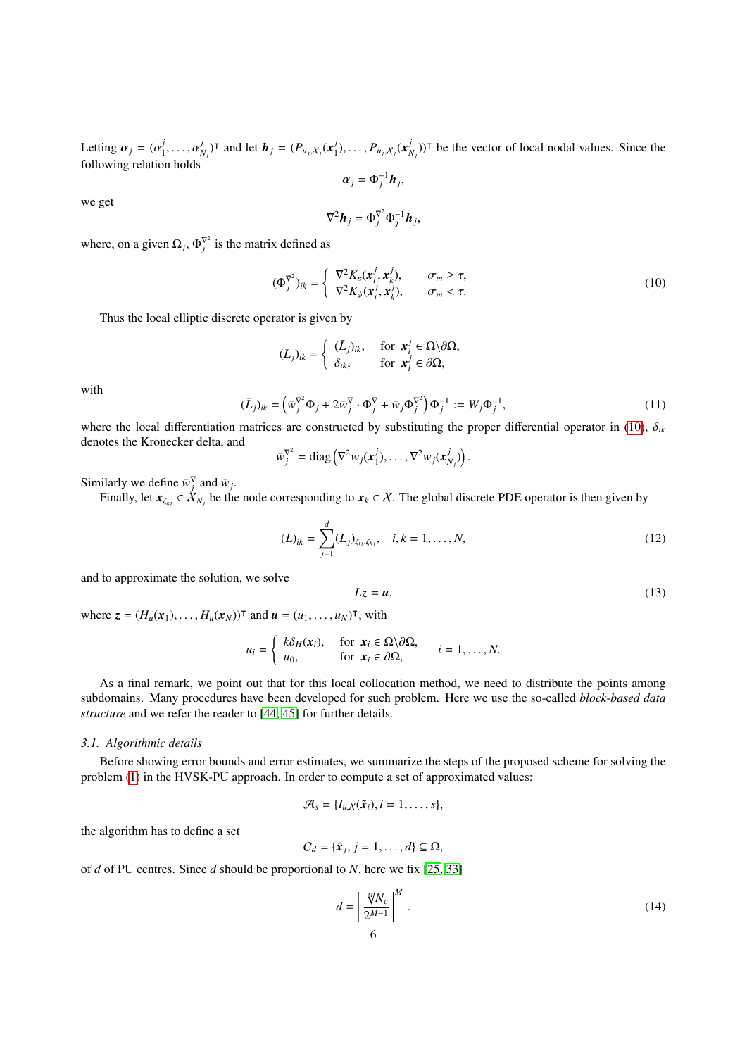Letting $\boldsymbol{\alpha}_j = (\alpha_1^j, \dots, \alpha_{N_j}^j)^\intercal$ and let $\boldsymbol{h}_j = (P_{u_j,\mathcal{X}_j}(\boldsymbol{x}_1^j), \dots, P_{u_j,\mathcal{X}_j}(\boldsymbol{x}_{N_j}^j))^\intercal$ be the vector of local nodal values. Since the following relation holds

$$\boldsymbol{\alpha}_j = \Phi_j^{-1}\boldsymbol{h}_j,$$

we get

$$\nabla^2 \boldsymbol{h}_j = \Phi_j^{\nabla^2}\Phi_j^{-1}\boldsymbol{h}_j,$$

where, on a given $\Omega_j$, $\Phi_j^{\nabla^2}$ is the matrix defined as

$$(\Phi_j^{\nabla^2})_{ik} = \begin{cases} \nabla^2 K_\varepsilon(\boldsymbol{x}_i^j, \boldsymbol{x}_k^j), & \sigma_m \geq \tau, \\ \nabla^2 K_\psi(\boldsymbol{x}_i^j, \boldsymbol{x}_k^j), & \sigma_m < \tau. \end{cases} \tag{10}$$

Thus the local elliptic discrete operator is given by

$$(L_j)_{ik} = \begin{cases} (\bar{L}_j)_{ik}, & \text{for } \boldsymbol{x}_i^j \in \Omega \backslash \partial\Omega, \\ \delta_{ik}, & \text{for } \boldsymbol{x}_i^j \in \partial\Omega, \end{cases}$$

with

$$(\bar{L}_j)_{ik} = \left(\bar{w}_j^{\nabla^2}\Phi_j + 2\bar{w}_j^{\nabla} \cdot \Phi_j^{\nabla} + \bar{w}_j\Phi_j^{\nabla^2}\right)\Phi_j^{-1} := W_j\Phi_j^{-1}, \tag{11}$$

where the local differentiation matrices are constructed by substituting the proper differential operator in (10), $\delta_{ik}$ denotes the Kronecker delta, and

$$\bar{w}_j^{\nabla^2} = \text{diag}\left(\nabla^2 w_j(\boldsymbol{x}_1^j), \dots, \nabla^2 w_j(\boldsymbol{x}_{N_j}^j)\right).$$

Similarly we define $\bar{w}_j^{\nabla}$ and $\bar{w}_j$.

Finally, let $\boldsymbol{x}_{\zeta_{kj}} \in \mathcal{X}_{N_j}$ be the node corresponding to $\boldsymbol{x}_k \in \mathcal{X}$. The global discrete PDE operator is then given by

$$(L)_{ik} = \sum_{j=1}^{d} (L_j)_{\zeta_{ij},\zeta_{kj}}, \quad i, k = 1, \dots, N, \tag{12}$$

and to approximate the solution, we solve

$$L\boldsymbol{z} = \boldsymbol{u}, \tag{13}$$

where $\boldsymbol{z} = (H_u(\boldsymbol{x}_1), \dots, H_u(\boldsymbol{x}_N))^\intercal$ and $\boldsymbol{u} = (u_1, \dots, u_N)^\intercal$, with

$$u_i = \begin{cases} k\delta_H(\boldsymbol{x}_i), & \text{for } \boldsymbol{x}_i \in \Omega \backslash \partial\Omega, \\ u_0, & \text{for } \boldsymbol{x}_i \in \partial\Omega, \end{cases} \quad i = 1, \dots, N.$$

As a final remark, we point out that for this local collocation method, we need to distribute the points among subdomains. Many procedures have been developed for such problem. Here we use the so-called *block-based data structure* and we refer the reader to [44, 45] for further details.

### 3.1. Algorithmic details

Before showing error bounds and error estimates, we summarize the steps of the proposed scheme for solving the problem (1) in the HVSK-PU approach. In order to compute a set of approximated values:

$$\mathcal{A}_s = \{I_{u,\mathcal{X}}(\tilde{\boldsymbol{x}}_i), i = 1, \dots, s\},$$

the algorithm has to define a set

$$\mathcal{C}_d = \{\bar{\boldsymbol{x}}_j, j = 1, \dots, d\} \subseteq \Omega,$$

of $d$ of PU centres. Since $d$ should be proportional to $N$, here we fix [25, 33]

$$d = \left\lfloor \frac{\sqrt[M]{N_c}}{2^{M-1}} \right\rfloor^M. \tag{14}$$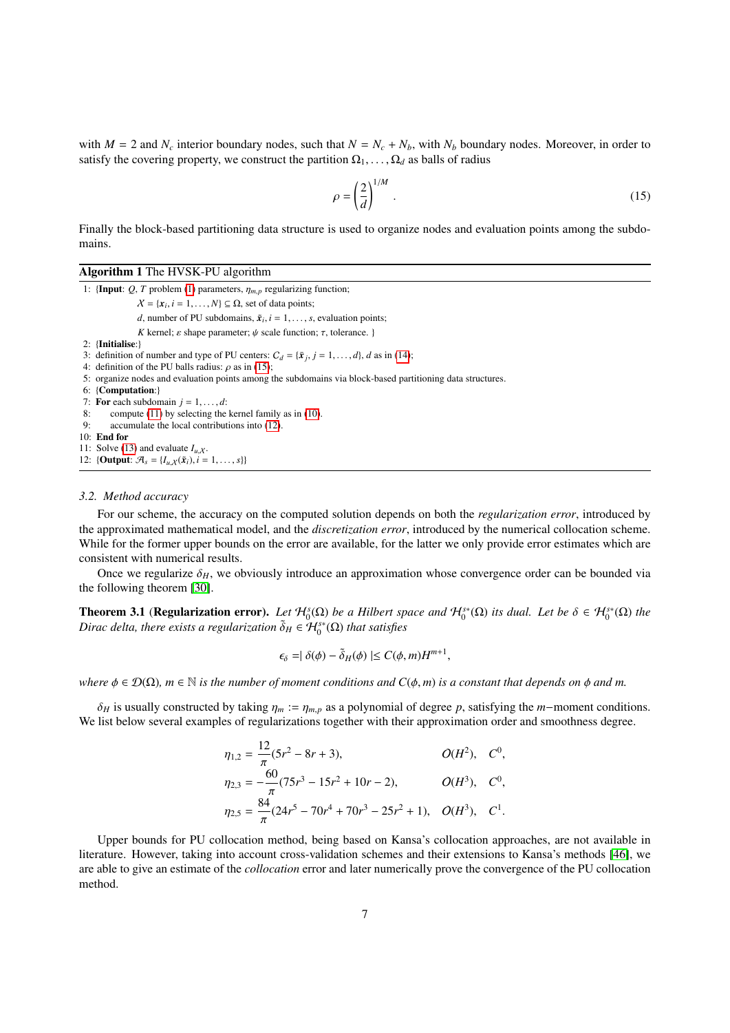with $M = 2$ and $N_c$ interior boundary nodes, such that $N = N_c + N_b$, with $N_b$ boundary nodes. Moreover, in order to satisfy the covering property, we construct the partition $\Omega_1, \ldots, \Omega_d$ as balls of radius

$$\rho = \left(\frac{2}{d}\right)^{1/M}. \tag{15}$$

Finally the block-based partitioning data structure is used to organize nodes and evaluation points among the subdomains.

**Algorithm 1** The HVSK-PU algorithm

```
1:  {Input: Q, T problem (1) parameters, η_{m,p} regularizing function;
        X = {x_i, i = 1,...,N} ⊆ Ω, set of data points;
        d, number of PU subdomains, x̃_i, i = 1,...,s, evaluation points;
        K kernel; ε shape parameter; ψ scale function; τ, tolerance. }
2:  {Initialise:}
3:  definition of number and type of PU centers: C_d = {x̄_j, j = 1,...,d}, d as in (14);
4:  definition of the PU balls radius: ρ as in (15);
5:  organize nodes and evaluation points among the subdomains via block-based partitioning data structures.
6:  {Computation:}
7:  For each subdomain j = 1,...,d:
8:      compute (11) by selecting the kernel family as in (10).
9:      accumulate the local contributions into (12).
10: End for
11: Solve (13) and evaluate I_{u,X}.
12: {Output: A_s = {I_{u,X}(x̃_i), i = 1,...,s}}
```

### 3.2. Method accuracy

For our scheme, the accuracy on the computed solution depends on both the *regularization error*, introduced by the approximated mathematical model, and the *discretization error*, introduced by the numerical collocation scheme. While for the former upper bounds on the error are available, for the latter we only provide error estimates which are consistent with numerical results.

Once we regularize $\delta_H$, we obviously introduce an approximation whose convergence order can be bounded via the following theorem [30].

**Theorem 3.1** (**Regularization error).** *Let $\mathcal{H}_0^s(\Omega)$ be a Hilbert space and $\mathcal{H}_0^{s*}(\Omega)$ its dual. Let be $\delta \in \mathcal{H}_0^{s*}(\Omega)$ the Dirac delta, there exists a regularization $\tilde{\delta}_H \in \mathcal{H}_0^{s*}(\Omega)$ that satisfies*

$$\epsilon_\delta = \mid \delta(\phi) - \tilde{\delta}_H(\phi) \mid \leq C(\phi, m) H^{m+1},$$

*where $\phi \in \mathcal{D}(\Omega)$, $m \in \mathbb{N}$ is the number of moment conditions and $C(\phi, m)$ is a constant that depends on $\phi$ and $m$.*

$\delta_H$ is usually constructed by taking $\eta_m := \eta_{m,p}$ as a polynomial of degree $p$, satisfying the $m-$moment conditions. We list below several examples of regularizations together with their approximation order and smoothness degree.

$$\begin{aligned}
\eta_{1,2} &= \frac{12}{\pi}(5r^2 - 8r + 3), && \mathcal{O}(H^2), \quad C^0, \\
\eta_{2,3} &= -\frac{60}{\pi}(75r^3 - 15r^2 + 10r - 2), && \mathcal{O}(H^3), \quad C^0, \\
\eta_{2,5} &= \frac{84}{\pi}(24r^5 - 70r^4 + 70r^3 - 25r^2 + 1), && \mathcal{O}(H^3), \quad C^1.
\end{aligned}$$

Upper bounds for PU collocation method, being based on Kansa's collocation approaches, are not available in literature. However, taking into account cross-validation schemes and their extensions to Kansa's methods [46], we are able to give an estimate of the *collocation* error and later numerically prove the convergence of the PU collocation method.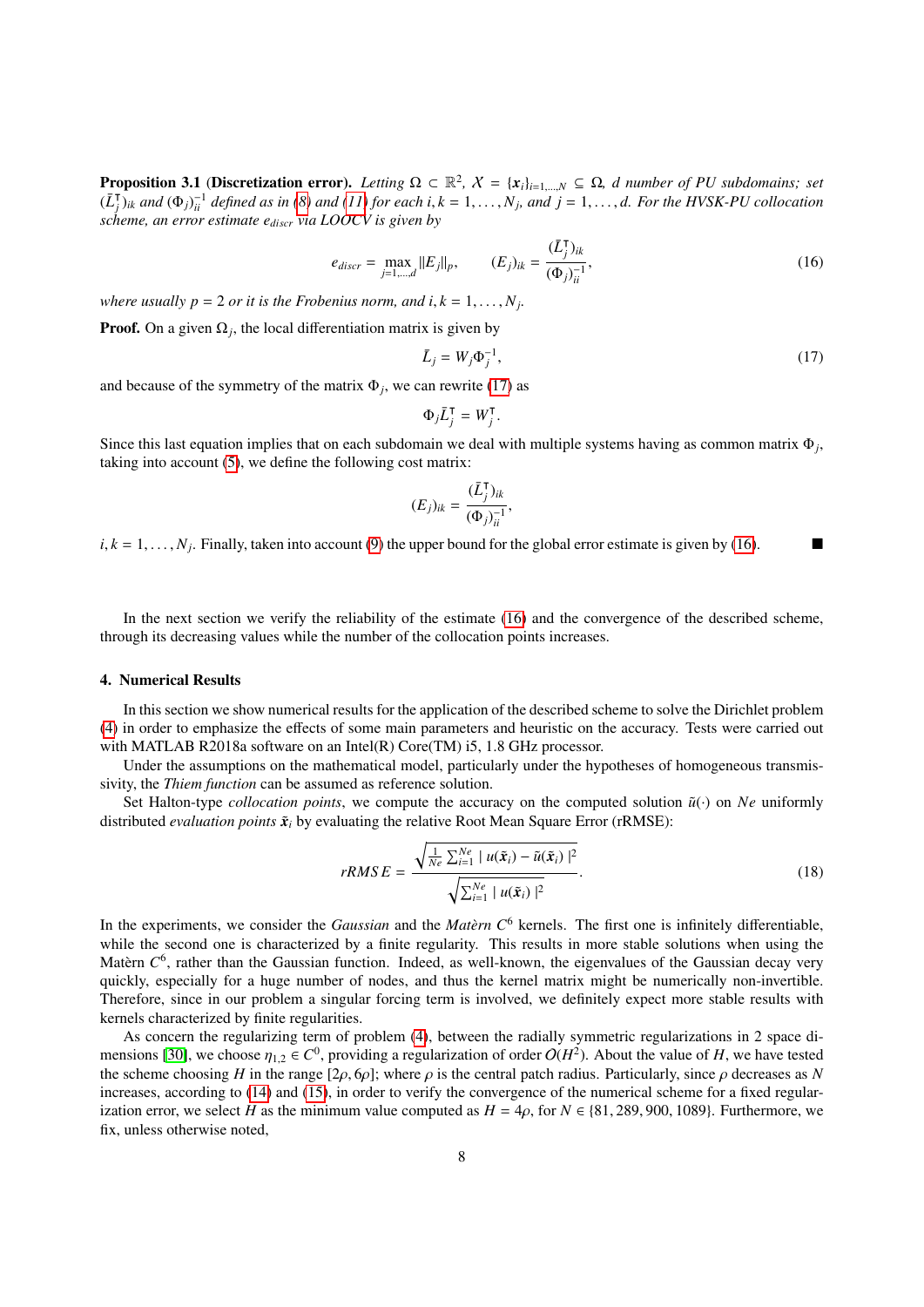**Proposition 3.1** (**Discretization error**). *Letting $\Omega \subset \mathbb{R}^2$, $\mathcal{X} = \{\boldsymbol{x}_i\}_{i=1,\dots,N} \subseteq \Omega$, $d$ number of PU subdomains; set $(\bar{L}_j^{\intercal})_{ik}$ and $(\Phi_j)_{ii}^{-1}$ defined as in (8) and (11) for each $i,k = 1,\dots,N_j$, and $j = 1,\dots,d$. For the HVSK-PU collocation scheme, an error estimate $e_{discr}$ via LOOCV is given by*

$$
e_{discr} = \max_{j=1,\dots,d} \|E_j\|_p, \qquad (E_j)_{ik} = \frac{(\bar{L}_j^{\intercal})_{ik}}{(\Phi_j)_{ii}^{-1}}, \tag{16}
$$

*where usually $p = 2$ or it is the Frobenius norm, and $i,k = 1,\dots,N_j$.*

**Proof.** On a given $\Omega_j$, the local differentiation matrix is given by

$$
\bar{L}_j = W_j \Phi_j^{-1}, \tag{17}
$$

and because of the symmetry of the matrix $\Phi_j$, we can rewrite (17) as

$$
\Phi_j \bar{L}_j^{\intercal} = W_j^{\intercal}.
$$

Since this last equation implies that on each subdomain we deal with multiple systems having as common matrix $\Phi_j$, taking into account (5), we define the following cost matrix:

$$
(E_j)_{ik} = \frac{(\bar{L}_j^{\intercal})_{ik}}{(\Phi_j)_{ii}^{-1}},
$$

$i,k = 1,\dots,N_j$. Finally, taken into account (9) the upper bound for the global error estimate is given by (16). ■

In the next section we verify the reliability of the estimate (16) and the convergence of the described scheme, through its decreasing values while the number of the collocation points increases.

## 4. Numerical Results

In this section we show numerical results for the application of the described scheme to solve the Dirichlet problem (4) in order to emphasize the effects of some main parameters and heuristic on the accuracy. Tests were carried out with MATLAB R2018a software on an Intel(R) Core(TM) i5, 1.8 GHz processor.

Under the assumptions on the mathematical model, particularly under the hypotheses of homogeneous transmissivity, the *Thiem function* can be assumed as reference solution.

Set Halton-type *collocation points*, we compute the accuracy on the computed solution $\tilde{u}(\cdot)$ on $Ne$ uniformly distributed *evaluation points* $\tilde{\boldsymbol{x}}_i$ by evaluating the relative Root Mean Square Error (rRMSE):

$$
rRMSE = \frac{\sqrt{\frac{1}{Ne}\sum_{i=1}^{Ne} \mid u(\tilde{\boldsymbol{x}}_i) - \tilde{u}(\tilde{\boldsymbol{x}}_i) \mid^2}}{\sqrt{\sum_{i=1}^{Ne} \mid u(\tilde{\boldsymbol{x}}_i) \mid^2}}. \tag{18}
$$

In the experiments, we consider the *Gaussian* and the *Matèrn $C^6$* kernels. The first one is infinitely differentiable, while the second one is characterized by a finite regularity. This results in more stable solutions when using the Matèrn $C^6$, rather than the Gaussian function. Indeed, as well-known, the eigenvalues of the Gaussian decay very quickly, especially for a huge number of nodes, and thus the kernel matrix might be numerically non-invertible. Therefore, since in our problem a singular forcing term is involved, we definitely expect more stable results with kernels characterized by finite regularities.

As concern the regularizing term of problem (4), between the radially symmetric regularizations in 2 space dimensions [30], we choose $\eta_{1,2} \in C^0$, providing a regularization of order $O(H^2)$. About the value of $H$, we have tested the scheme choosing $H$ in the range $[2\rho, 6\rho]$; where $\rho$ is the central patch radius. Particularly, since $\rho$ decreases as $N$ increases, according to (14) and (15), in order to verify the convergence of the numerical scheme for a fixed regularization error, we select $H$ as the minimum value computed as $H = 4\rho$, for $N \in \{81, 289, 900, 1089\}$. Furthermore, we fix, unless otherwise noted,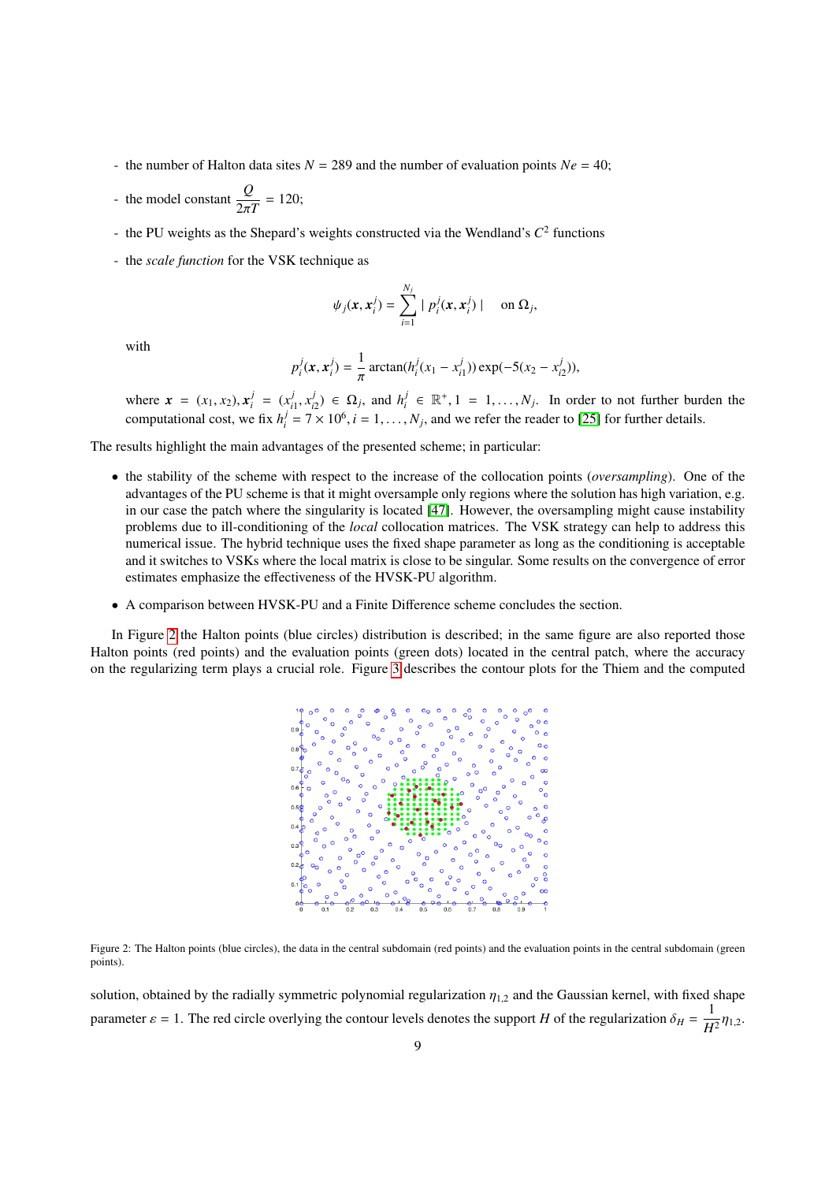- the number of Halton data sites $N = 289$ and the number of evaluation points $Ne = 40$;

- the model constant $\dfrac{Q}{2\pi T} = 120$;

- the PU weights as the Shepard's weights constructed via the Wendland's $C^2$ functions

- the *scale function* for the VSK technique as

$$\psi_j(\boldsymbol{x}, \boldsymbol{x}_i^j) = \sum_{i=1}^{N_j} \mid p_i^j(\boldsymbol{x}, \boldsymbol{x}_i^j) \mid \quad \text{on } \Omega_j,$$

with

$$p_i^j(\boldsymbol{x}, \boldsymbol{x}_i^j) = \frac{1}{\pi} \arctan(h_i^j(x_1 - x_{i1}^j)) \exp(-5(x_2 - x_{i2}^j)),$$

where $\boldsymbol{x} = (x_1, x_2), \boldsymbol{x}_i^j = (x_{i1}^j, x_{i2}^j) \in \Omega_j$, and $h_i^j \in \mathbb{R}^+, 1 = 1, \ldots, N_j$. In order to not further burden the computational cost, we fix $h_i^j = 7 \times 10^6, i = 1, \ldots, N_j$, and we refer the reader to [25] for further details.

The results highlight the main advantages of the presented scheme; in particular:

- the stability of the scheme with respect to the increase of the collocation points (*oversampling*). One of the advantages of the PU scheme is that it might oversample only regions where the solution has high variation, e.g. in our case the patch where the singularity is located [47]. However, the oversampling might cause instability problems due to ill-conditioning of the *local* collocation matrices. The VSK strategy can help to address this numerical issue. The hybrid technique uses the fixed shape parameter as long as the conditioning is acceptable and it switches to VSKs where the local matrix is close to be singular. Some results on the convergence of error estimates emphasize the effectiveness of the HVSK-PU algorithm.

- A comparison between HVSK-PU and a Finite Difference scheme concludes the section.

In Figure 2 the Halton points (blue circles) distribution is described; in the same figure are also reported those Halton points (red points) and the evaluation points (green dots) located in the central patch, where the accuracy on the regularizing term plays a crucial role. Figure 3 describes the contour plots for the Thiem and the computed

Figure 2: The Halton points (blue circles), the data in the central subdomain (red points) and the evaluation points in the central subdomain (green points).

solution, obtained by the radially symmetric polynomial regularization $\eta_{1,2}$ and the Gaussian kernel, with fixed shape parameter $\varepsilon = 1$. The red circle overlying the contour levels denotes the support $H$ of the regularization $\delta_H = \dfrac{1}{H^2}\eta_{1,2}$.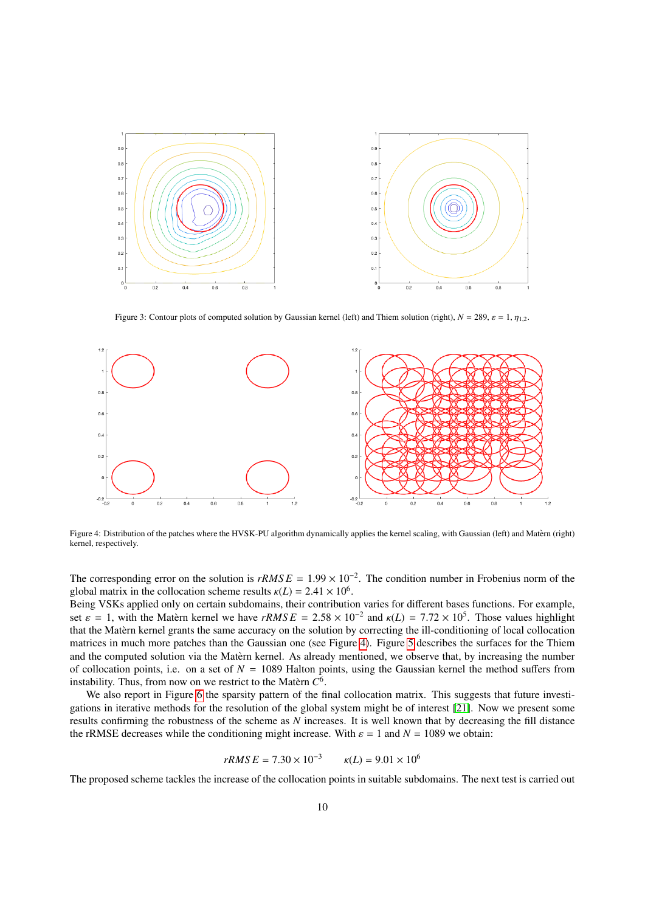Figure 3: Contour plots of computed solution by Gaussian kernel (left) and Thiem solution (right), $N = 289$, $\varepsilon = 1$, $\eta_{1,2}$.

Figure 4: Distribution of the patches where the HVSK-PU algorithm dynamically applies the kernel scaling, with Gaussian (left) and Matèrn (right) kernel, respectively.

The corresponding error on the solution is $rRMSE = 1.99 \times 10^{-2}$. The condition number in Frobenius norm of the global matrix in the collocation scheme results $\kappa(L) = 2.41 \times 10^{6}$.

Being VSKs applied only on certain subdomains, their contribution varies for different bases functions. For example, set $\varepsilon = 1$, with the Matèrn kernel we have $rRMSE = 2.58 \times 10^{-2}$ and $\kappa(L) = 7.72 \times 10^{5}$. Those values highlight that the Matèrn kernel grants the same accuracy on the solution by correcting the ill-conditioning of local collocation matrices in much more patches than the Gaussian one (see Figure 4). Figure 5 describes the surfaces for the Thiem and the computed solution via the Matèrn kernel. As already mentioned, we observe that, by increasing the number of collocation points, i.e. on a set of $N = 1089$ Halton points, using the Gaussian kernel the method suffers from instability. Thus, from now on we restrict to the Matèrn $C^6$.

We also report in Figure 6 the sparsity pattern of the final collocation matrix. This suggests that future investigations in iterative methods for the resolution of the global system might be of interest [21]. Now we present some results confirming the robustness of the scheme as $N$ increases. It is well known that by decreasing the fill distance the rRMSE decreases while the conditioning might increase. With $\varepsilon = 1$ and $N = 1089$ we obtain:

$$rRMSE = 7.30 \times 10^{-3} \qquad \kappa(L) = 9.01 \times 10^{6}$$

The proposed scheme tackles the increase of the collocation points in suitable subdomains. The next test is carried out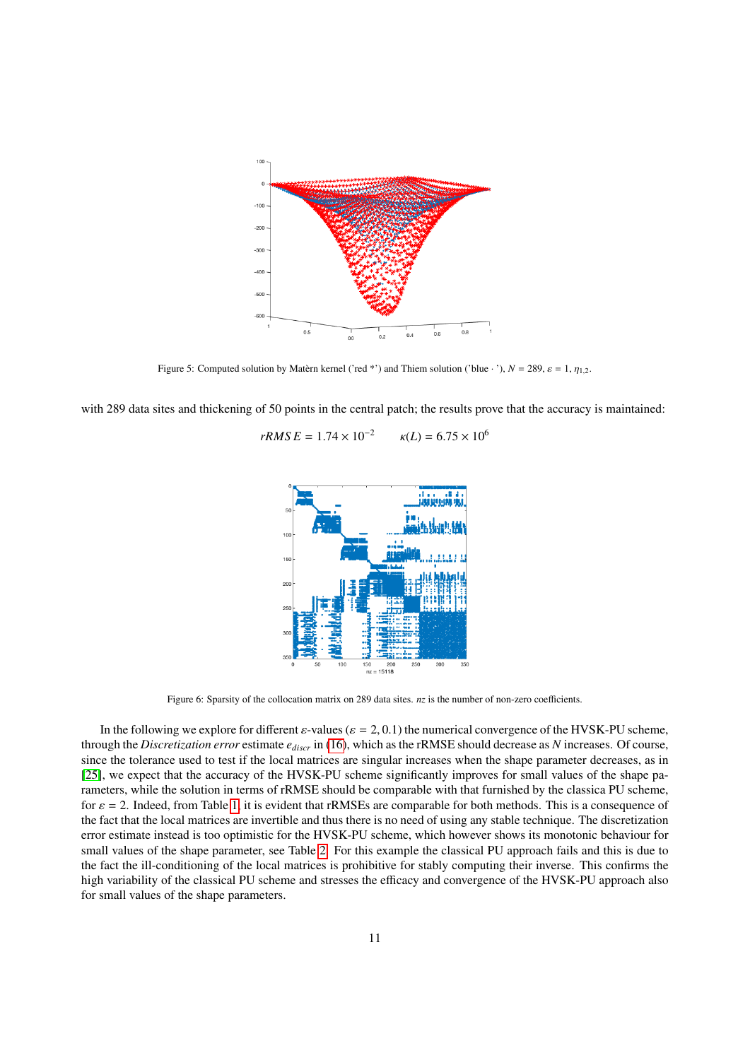Figure 5: Computed solution by Matèrn kernel ('red *') and Thiem solution ('blue · '), $N = 289$, $\varepsilon = 1$, $\eta_{1,2}$.

with 289 data sites and thickening of 50 points in the central patch; the results prove that the accuracy is maintained:

$$rRMSE = 1.74 \times 10^{-2} \qquad \kappa(L) = 6.75 \times 10^{6}$$

Figure 6: Sparsity of the collocation matrix on 289 data sites. $nz$ is the number of non-zero coefficients.

In the following we explore for different $\varepsilon$-values ($\varepsilon = 2, 0.1$) the numerical convergence of the HVSK-PU scheme, through the *Discretization error* estimate $e_{discr}$ in (16), which as the rRMSE should decrease as $N$ increases. Of course, since the tolerance used to test if the local matrices are singular increases when the shape parameter decreases, as in [25], we expect that the accuracy of the HVSK-PU scheme significantly improves for small values of the shape parameters, while the solution in terms of rRMSE should be comparable with that furnished by the classica PU scheme, for $\varepsilon = 2$. Indeed, from Table 1, it is evident that rRMSEs are comparable for both methods. This is a consequence of the fact that the local matrices are invertible and thus there is no need of using any stable technique. The discretization error estimate instead is too optimistic for the HVSK-PU scheme, which however shows its monotonic behaviour for small values of the shape parameter, see Table 2. For this example the classical PU approach fails and this is due to the fact the ill-conditioning of the local matrices is prohibitive for stably computing their inverse. This confirms the high variability of the classical PU scheme and stresses the efficacy and convergence of the HVSK-PU approach also for small values of the shape parameters.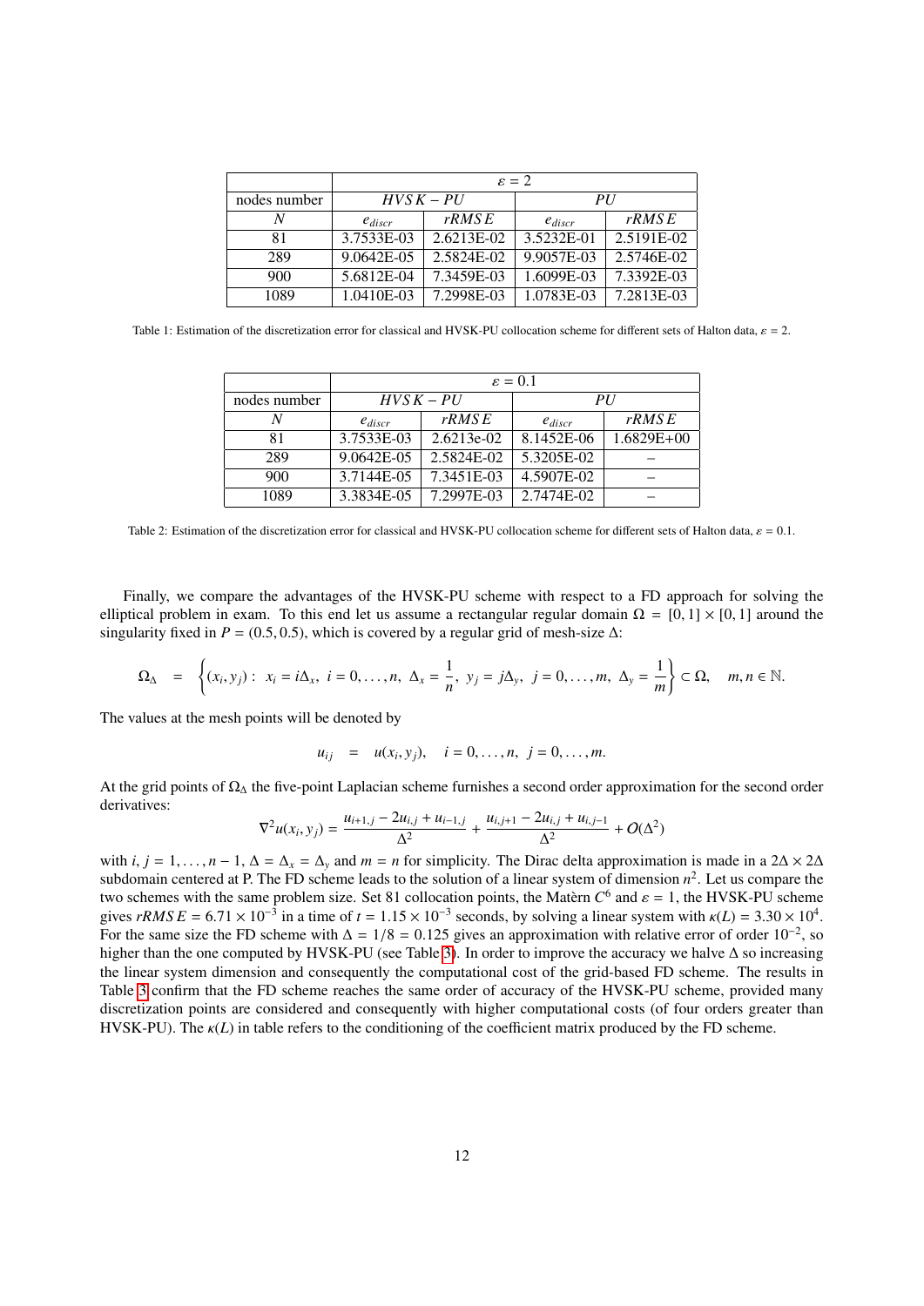|  | $\varepsilon = 2$ | | | |
|---|---|---|---|---|
| nodes number | $HVSK-PU$ | | $PU$ | |
| $N$ | $e_{discr}$ | $rRMSE$ | $e_{discr}$ | $rRMSE$ |
| 81 | 3.7533E-03 | 2.6213E-02 | 3.5232E-01 | 2.5191E-02 |
| 289 | 9.0642E-05 | 2.5824E-02 | 9.9057E-03 | 2.5746E-02 |
| 900 | 5.6812E-04 | 7.3459E-03 | 1.6099E-03 | 7.3392E-03 |
| 1089 | 1.0410E-03 | 7.2998E-03 | 1.0783E-03 | 7.2813E-03 |

Table 1: Estimation of the discretization error for classical and HVSK-PU collocation scheme for different sets of Halton data, $\varepsilon = 2$.

|  | $\varepsilon = 0.1$ | | | |
|---|---|---|---|---|
| nodes number | $HVSK-PU$ | | $PU$ | |
| $N$ | $e_{discr}$ | $rRMSE$ | $e_{discr}$ | $rRMSE$ |
| 81 | 3.7533E-03 | 2.6213e-02 | 8.1452E-06 | 1.6829E+00 |
| 289 | 9.0642E-05 | 2.5824E-02 | 5.3205E-02 | – |
| 900 | 3.7144E-05 | 7.3451E-03 | 4.5907E-02 | – |
| 1089 | 3.3834E-05 | 7.2997E-03 | 2.7474E-02 | – |

Table 2: Estimation of the discretization error for classical and HVSK-PU collocation scheme for different sets of Halton data, $\varepsilon = 0.1$.

Finally, we compare the advantages of the HVSK-PU scheme with respect to a FD approach for solving the elliptical problem in exam. To this end let us assume a rectangular regular domain $\Omega = [0,1] \times [0,1]$ around the singularity fixed in $P = (0.5, 0.5)$, which is covered by a regular grid of mesh-size $\Delta$:

$$\Omega_\Delta = \left\{ (x_i, y_j): \ x_i = i\Delta_x, \ i = 0, \dots, n, \ \Delta_x = \frac{1}{n}, \ y_j = j\Delta_y, \ j = 0, \dots, m, \ \Delta_y = \frac{1}{m} \right\} \subset \Omega, \quad m, n \in \mathbb{N}.$$

The values at the mesh points will be denoted by

$$u_{ij} = u(x_i, y_j), \quad i = 0, \dots, n, \ j = 0, \dots, m.$$

At the grid points of $\Omega_\Delta$ the five-point Laplacian scheme furnishes a second order approximation for the second order derivatives:

$$\nabla^2 u(x_i, y_j) = \frac{u_{i+1,j} - 2u_{i,j} + u_{i-1,j}}{\Delta^2} + \frac{u_{i,j+1} - 2u_{i,j} + u_{i,j-1}}{\Delta^2} + O(\Delta^2)$$

with $i, j = 1, \dots, n-1$, $\Delta = \Delta_x = \Delta_y$ and $m = n$ for simplicity. The Dirac delta approximation is made in a $2\Delta \times 2\Delta$ subdomain centered at P. The FD scheme leads to the solution of a linear system of dimension $n^2$. Let us compare the two schemes with the same problem size. Set 81 collocation points, the Matèrn $C^6$ and $\varepsilon = 1$, the HVSK-PU scheme gives $rRMSE = 6.71 \times 10^{-3}$ in a time of $t = 1.15 \times 10^{-3}$ seconds, by solving a linear system with $\kappa(L) = 3.30 \times 10^4$. For the same size the FD scheme with $\Delta = 1/8 = 0.125$ gives an approximation with relative error of order $10^{-2}$, so higher than the one computed by HVSK-PU (see Table 3). In order to improve the accuracy we halve $\Delta$ so increasing the linear system dimension and consequently the computational cost of the grid-based FD scheme. The results in Table 3 confirm that the FD scheme reaches the same order of accuracy of the HVSK-PU scheme, provided many discretization points are considered and consequently with higher computational costs (of four orders greater than HVSK-PU). The $\kappa(L)$ in table refers to the conditioning of the coefficient matrix produced by the FD scheme.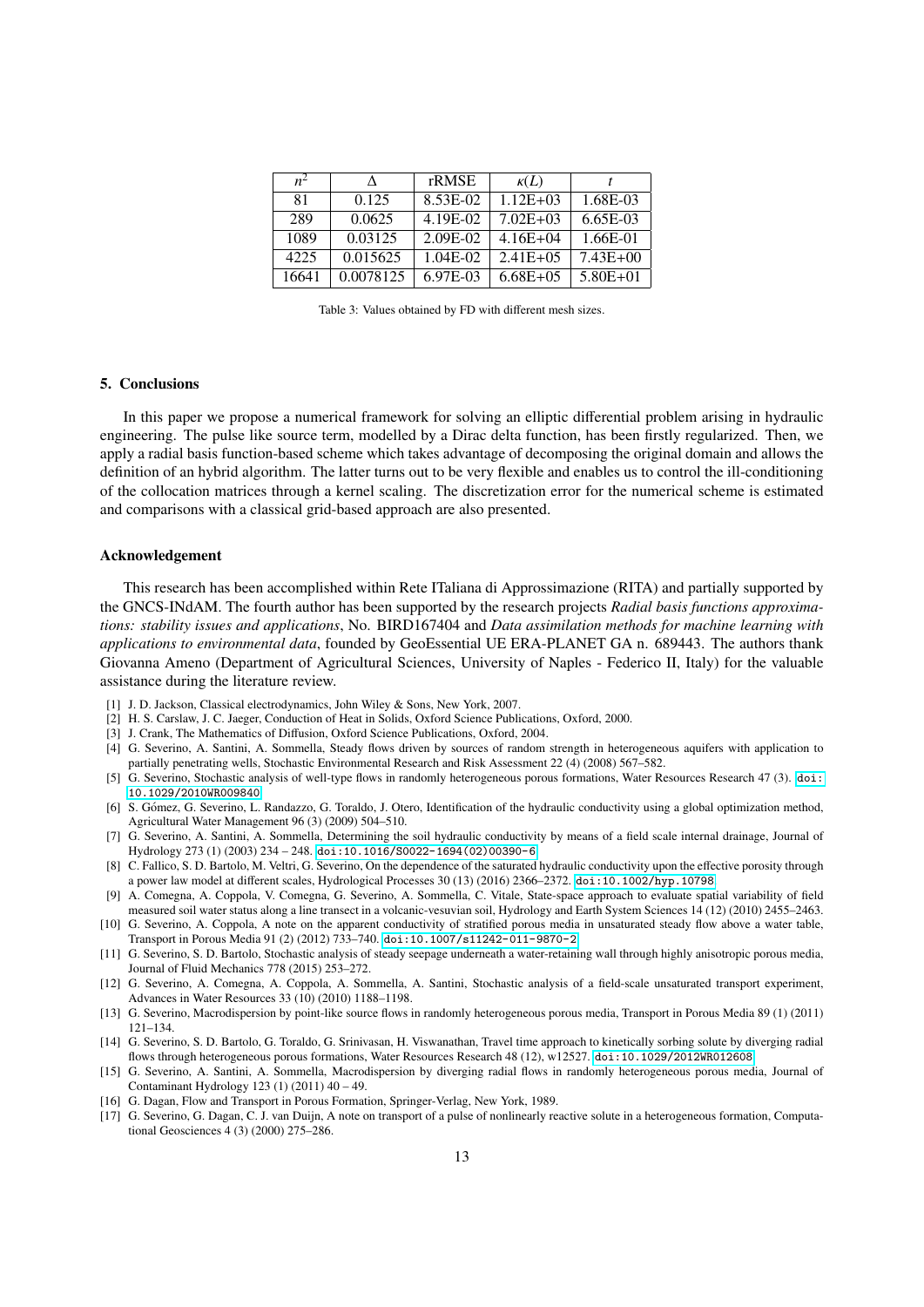| $n^2$ | $\Delta$ | rRMSE | $\kappa(L)$ | $t$ |
|---|---|---|---|---|
| 81 | 0.125 | 8.53E-02 | 1.12E+03 | 1.68E-03 |
| 289 | 0.0625 | 4.19E-02 | 7.02E+03 | 6.65E-03 |
| 1089 | 0.03125 | 2.09E-02 | 4.16E+04 | 1.66E-01 |
| 4225 | 0.015625 | 1.04E-02 | 2.41E+05 | 7.43E+00 |
| 16641 | 0.0078125 | 6.97E-03 | 6.68E+05 | 5.80E+01 |

Table 3: Values obtained by FD with different mesh sizes.

## 5. Conclusions

In this paper we propose a numerical framework for solving an elliptic differential problem arising in hydraulic engineering. The pulse like source term, modelled by a Dirac delta function, has been firstly regularized. Then, we apply a radial basis function-based scheme which takes advantage of decomposing the original domain and allows the definition of an hybrid algorithm. The latter turns out to be very flexible and enables us to control the ill-conditioning of the collocation matrices through a kernel scaling. The discretization error for the numerical scheme is estimated and comparisons with a classical grid-based approach are also presented.

## Acknowledgement

This research has been accomplished within Rete ITaliana di Approssimazione (RITA) and partially supported by the GNCS-INdAM. The fourth author has been supported by the research projects *Radial basis functions approximations: stability issues and applications*, No. BIRD167404 and *Data assimilation methods for machine learning with applications to environmental data*, founded by GeoEssential UE ERA-PLANET GA n. 689443. The authors thank Giovanna Ameno (Department of Agricultural Sciences, University of Naples - Federico II, Italy) for the valuable assistance during the literature review.

[1] J. D. Jackson, Classical electrodynamics, John Wiley & Sons, New York, 2007.

[2] H. S. Carslaw, J. C. Jaeger, Conduction of Heat in Solids, Oxford Science Publications, Oxford, 2000.

[3] J. Crank, The Mathematics of Diffusion, Oxford Science Publications, Oxford, 2004.

[4] G. Severino, A. Santini, A. Sommella, Steady flows driven by sources of random strength in heterogeneous aquifers with application to partially penetrating wells, Stochastic Environmental Research and Risk Assessment 22 (4) (2008) 567–582.

[5] G. Severino, Stochastic analysis of well-type flows in randomly heterogeneous porous formations, Water Resources Research 47 (3). doi:10.1029/2010WR009840.

[6] S. Gómez, G. Severino, L. Randazzo, G. Toraldo, J. Otero, Identification of the hydraulic conductivity using a global optimization method, Agricultural Water Management 96 (3) (2009) 504–510.

[7] G. Severino, A. Santini, A. Sommella, Determining the soil hydraulic conductivity by means of a field scale internal drainage, Journal of Hydrology 273 (1) (2003) 234 – 248. doi:10.1016/S0022-1694(02)00390-6.

[8] C. Fallico, S. D. Bartolo, M. Veltri, G. Severino, On the dependence of the saturated hydraulic conductivity upon the effective porosity through a power law model at different scales, Hydrological Processes 30 (13) (2016) 2366–2372. doi:10.1002/hyp.10798.

[9] A. Comegna, A. Coppola, V. Comegna, G. Severino, A. Sommella, C. Vitale, State-space approach to evaluate spatial variability of field measured soil water status along a line transect in a volcanic-vesuvian soil, Hydrology and Earth System Sciences 14 (12) (2010) 2455–2463.

[10] G. Severino, A. Coppola, A note on the apparent conductivity of stratified porous media in unsaturated steady flow above a water table, Transport in Porous Media 91 (2) (2012) 733–740. doi:10.1007/s11242-011-9870-2.

[11] G. Severino, S. D. Bartolo, Stochastic analysis of steady seepage underneath a water-retaining wall through highly anisotropic porous media, Journal of Fluid Mechanics 778 (2015) 253–272.

[12] G. Severino, A. Comegna, A. Coppola, A. Sommella, A. Santini, Stochastic analysis of a field-scale unsaturated transport experiment, Advances in Water Resources 33 (10) (2010) 1188–1198.

[13] G. Severino, Macrodispersion by point-like source flows in randomly heterogeneous porous media, Transport in Porous Media 89 (1) (2011) 121–134.

[14] G. Severino, S. D. Bartolo, G. Toraldo, G. Srinivasan, H. Viswanathan, Travel time approach to kinetically sorbing solute by diverging radial flows through heterogeneous porous formations, Water Resources Research 48 (12), w12527. doi:10.1029/2012WR012608.

[15] G. Severino, A. Santini, A. Sommella, Macrodispersion by diverging radial flows in randomly heterogeneous porous media, Journal of Contaminant Hydrology 123 (1) (2011) 40 – 49.

[16] G. Dagan, Flow and Transport in Porous Formation, Springer-Verlag, New York, 1989.

[17] G. Severino, G. Dagan, C. J. van Duijn, A note on transport of a pulse of nonlinearly reactive solute in a heterogeneous formation, Computational Geosciences 4 (3) (2000) 275–286.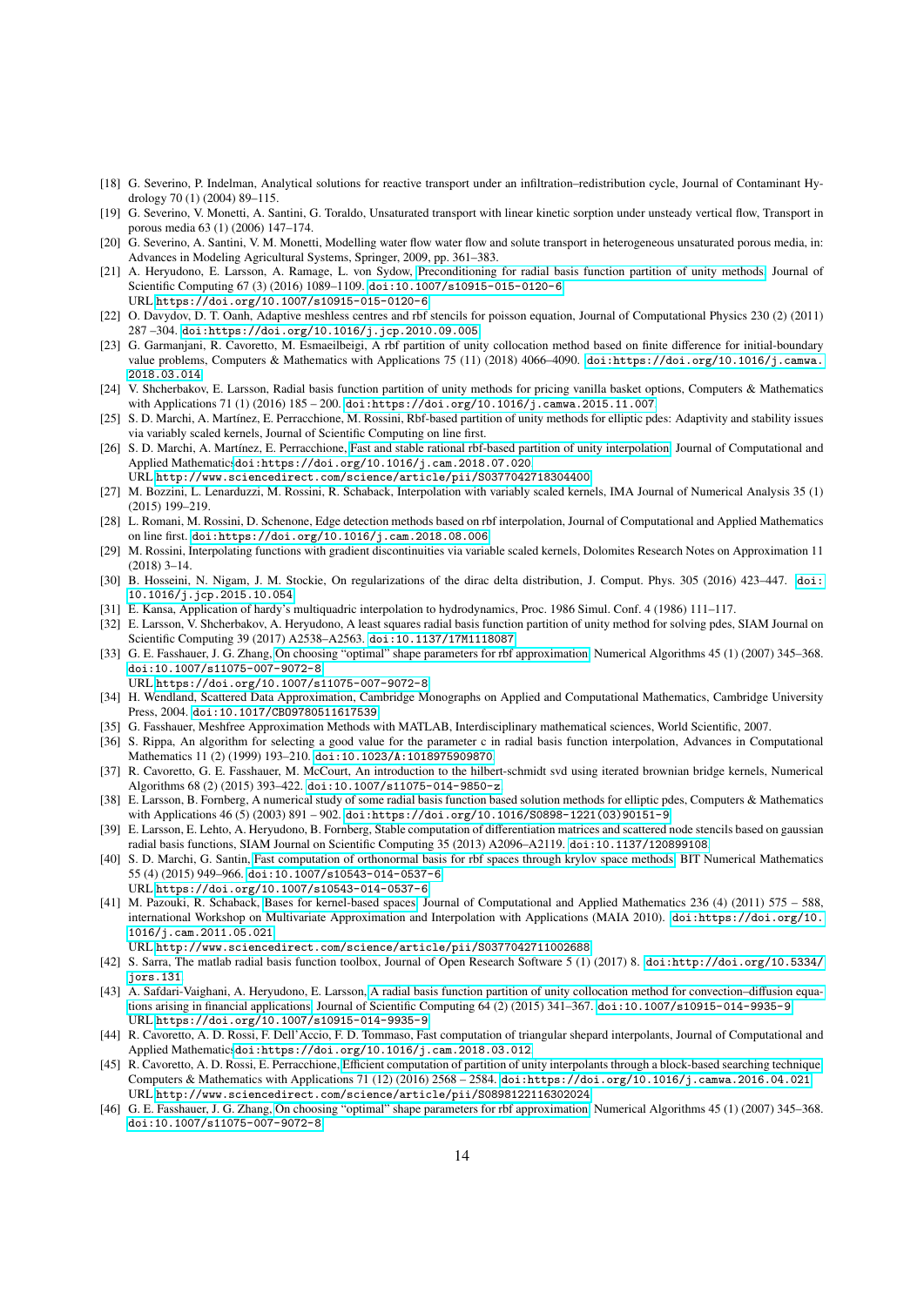[18] G. Severino, P. Indelman, Analytical solutions for reactive transport under an infiltration–redistribution cycle, Journal of Contaminant Hydrology 70 (1) (2004) 89–115.

[19] G. Severino, V. Monetti, A. Santini, G. Toraldo, Unsaturated transport with linear kinetic sorption under unsteady vertical flow, Transport in porous media 63 (1) (2006) 147–174.

[20] G. Severino, A. Santini, V. M. Monetti, Modelling water flow water flow and solute transport in heterogeneous unsaturated porous media, in: Advances in Modeling Agricultural Systems, Springer, 2009, pp. 361–383.

[21] A. Heryudono, E. Larsson, A. Ramage, L. von Sydow, Preconditioning for radial basis function partition of unity methods, Journal of Scientific Computing 67 (3) (2016) 1089–1109. doi:10.1007/s10915-015-0120-6.
URL https://doi.org/10.1007/s10915-015-0120-6

[22] O. Davydov, D. T. Oanh, Adaptive meshless centres and rbf stencils for poisson equation, Journal of Computational Physics 230 (2) (2011) 287 –304. doi:https://doi.org/10.1016/j.jcp.2010.09.005.

[23] G. Garmanjani, R. Cavoretto, M. Esmaeilbeigi, A rbf partition of unity collocation method based on finite difference for initial-boundary value problems, Computers & Mathematics with Applications 75 (11) (2018) 4066–4090. doi:https://doi.org/10.1016/j.camwa.2018.03.014.

[24] V. Shcherbakov, E. Larsson, Radial basis function partition of unity methods for pricing vanilla basket options, Computers & Mathematics with Applications 71 (1) (2016) 185 – 200. doi:https://doi.org/10.1016/j.camwa.2015.11.007.

[25] S. D. Marchi, A. Martínez, E. Perracchione, M. Rossini, Rbf-based partition of unity methods for elliptic pdes: Adaptivity and stability issues via variably scaled kernels, Journal of Scientific Computing on line first.

[26] S. D. Marchi, A. Martínez, E. Perracchione, Fast and stable rational rbf-based partition of unity interpolation, Journal of Computational and Applied Mathematicsdoi:https://doi.org/10.1016/j.cam.2018.07.020.
URL http://www.sciencedirect.com/science/article/pii/S0377042718304400

[27] M. Bozzini, L. Lenarduzzi, M. Rossini, R. Schaback, Interpolation with variably scaled kernels, IMA Journal of Numerical Analysis 35 (1) (2015) 199–219.

[28] L. Romani, M. Rossini, D. Schenone, Edge detection methods based on rbf interpolation, Journal of Computational and Applied Mathematics on line first. doi:https://doi.org/10.1016/j.cam.2018.08.006.

[29] M. Rossini, Interpolating functions with gradient discontinuities via variable scaled kernels, Dolomites Research Notes on Approximation 11 (2018) 3–14.

[30] B. Hosseini, N. Nigam, J. M. Stockie, On regularizations of the dirac delta distribution, J. Comput. Phys. 305 (2016) 423–447. doi:10.1016/j.jcp.2015.10.054.

[31] E. Kansa, Application of hardy's multiquadric interpolation to hydrodynamics, Proc. 1986 Simul. Conf. 4 (1986) 111–117.

[32] E. Larsson, V. Shcherbakov, A. Heryudono, A least squares radial basis function partition of unity method for solving pdes, SIAM Journal on Scientific Computing 39 (2017) A2538–A2563. doi:10.1137/17M1118087.

[33] G. E. Fasshauer, J. G. Zhang, On choosing "optimal" shape parameters for rbf approximation, Numerical Algorithms 45 (1) (2007) 345–368. doi:10.1007/s11075-007-9072-8.
URL https://doi.org/10.1007/s11075-007-9072-8

[34] H. Wendland, Scattered Data Approximation, Cambridge Monographs on Applied and Computational Mathematics, Cambridge University Press, 2004. doi:10.1017/CBO9780511617539.

[35] G. Fasshauer, Meshfree Approximation Methods with MATLAB, Interdisciplinary mathematical sciences, World Scientific, 2007.

[36] S. Rippa, An algorithm for selecting a good value for the parameter c in radial basis function interpolation, Advances in Computational Mathematics 11 (2) (1999) 193–210. doi:10.1023/A:1018975909870.

[37] R. Cavoretto, G. E. Fasshauer, M. McCourt, An introduction to the hilbert-schmidt svd using iterated brownian bridge kernels, Numerical Algorithms 68 (2) (2015) 393–422. doi:10.1007/s11075-014-9850-z.

[38] E. Larsson, B. Fornberg, A numerical study of some radial basis function based solution methods for elliptic pdes, Computers & Mathematics with Applications 46 (5) (2003) 891 – 902. doi:https://doi.org/10.1016/S0898-1221(03)90151-9.

[39] E. Larsson, E. Lehto, A. Heryudono, B. Fornberg, Stable computation of differentiation matrices and scattered node stencils based on gaussian radial basis functions, SIAM Journal on Scientific Computing 35 (2013) A2096–A2119. doi:10.1137/120899108.

[40] S. D. Marchi, G. Santin, Fast computation of orthonormal basis for rbf spaces through krylov space methods, BIT Numerical Mathematics 55 (4) (2015) 949–966. doi:10.1007/s10543-014-0537-6.
URL https://doi.org/10.1007/s10543-014-0537-6

[41] M. Pazouki, R. Schaback, Bases for kernel-based spaces, Journal of Computational and Applied Mathematics 236 (4) (2011) 575 – 588, international Workshop on Multivariate Approximation and Interpolation with Applications (MAIA 2010). doi:https://doi.org/10.1016/j.cam.2011.05.021.
URL http://www.sciencedirect.com/science/article/pii/S0377042711002688

[42] S. Sarra, The matlab radial basis function toolbox, Journal of Open Research Software 5 (1) (2017) 8. doi:http://doi.org/10.5334/jors.131.

[43] A. Safdari-Vaighani, A. Heryudono, E. Larsson, A radial basis function partition of unity collocation method for convection–diffusion equations arising in financial applications, Journal of Scientific Computing 64 (2) (2015) 341–367. doi:10.1007/s10915-014-9935-9.
URL https://doi.org/10.1007/s10915-014-9935-9

[44] R. Cavoretto, A. D. Rossi, F. Dell'Accio, F. D. Tommaso, Fast computation of triangular shepard interpolants, Journal of Computational and Applied Mathematicsdoi:https://doi.org/10.1016/j.cam.2018.03.012.

[45] R. Cavoretto, A. D. Rossi, E. Perracchione, Efficient computation of partition of unity interpolants through a block-based searching technique, Computers & Mathematics with Applications 71 (12) (2016) 2568 – 2584. doi:https://doi.org/10.1016/j.camwa.2016.04.021.
URL http://www.sciencedirect.com/science/article/pii/S0898122116302024

[46] G. E. Fasshauer, J. G. Zhang, On choosing "optimal" shape parameters for rbf approximation, Numerical Algorithms 45 (1) (2007) 345–368. doi:10.1007/s11075-007-9072-8.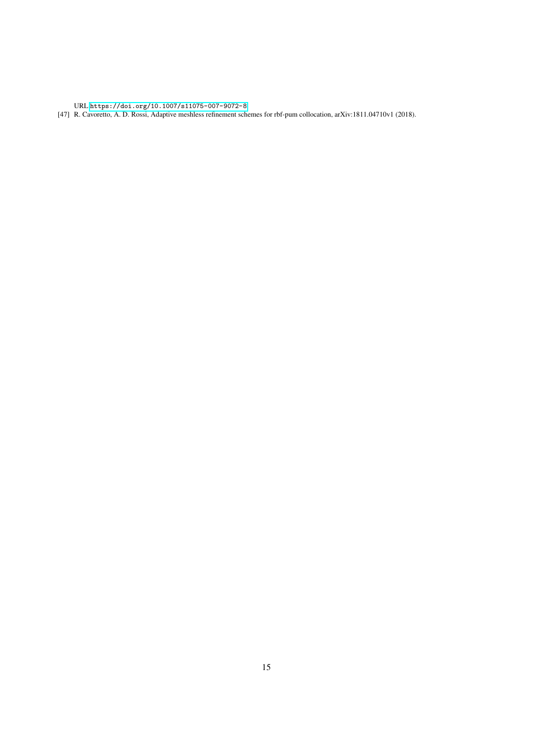URL https://doi.org/10.1007/s11075-007-9072-8

[47] R. Cavoretto, A. D. Rossi, Adaptive meshless refinement schemes for rbf-pum collocation, arXiv:1811.04710v1 (2018).